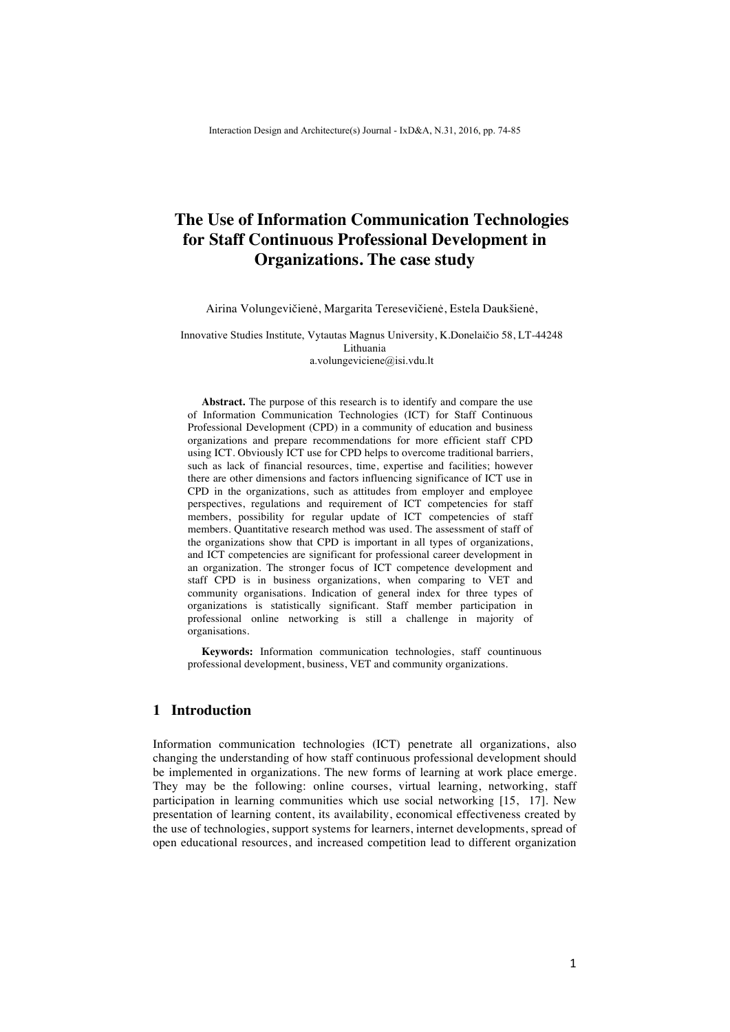# The Use of Information Communication Technologies for Staff Continuous Professional Development in Organizations. The case study

Airina Volungevičienė, Margarita Teresevičienė, Estela Daukšienė,

Innovative Studies Institute, Vytautas Magnus University, K.Donelaičio 58, LT-44248 Lithuania
a.volungeviciene@isi.vdu.lt

**Abstract.** The purpose of this research is to identify and compare the use of Information Communication Technologies (ICT) for Staff Continuous Professional Development (CPD) in a community of education and business organizations and prepare recommendations for more efficient staff CPD using ICT. Obviously ICT use for CPD helps to overcome traditional barriers, such as lack of financial resources, time, expertise and facilities; however there are other dimensions and factors influencing significance of ICT use in CPD in the organizations, such as attitudes from employer and employee perspectives, regulations and requirement of ICT competencies for staff members, possibility for regular update of ICT competencies of staff members. Quantitative research method was used. The assessment of staff of the organizations show that CPD is important in all types of organizations, and ICT competencies are significant for professional career development in an organization. The stronger focus of ICT competence development and staff CPD is in business organizations, when comparing to VET and community organisations. Indication of general index for three types of organizations is statistically significant. Staff member participation in professional online networking is still a challenge in majority of organisations.

**Keywords:** Information communication technologies, staff countinuous professional development, business, VET and community organizations.

## 1 Introduction

Information communication technologies (ICT) penetrate all organizations, also changing the understanding of how staff continuous professional development should be implemented in organizations. The new forms of learning at work place emerge. They may be the following: online courses, virtual learning, networking, staff participation in learning communities which use social networking [15, 17]. New presentation of learning content, its availability, economical effectiveness created by the use of technologies, support systems for learners, internet developments, spread of open educational resources, and increased competition lead to different organization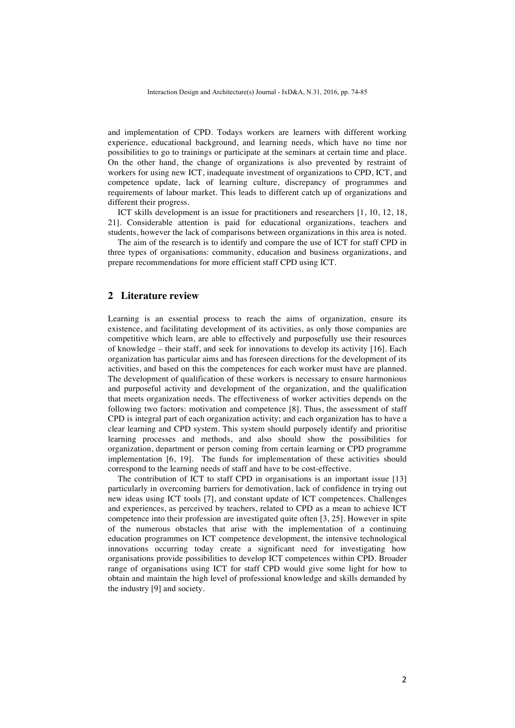and implementation of CPD. Todays workers are learners with different working experience, educational background, and learning needs, which have no time nor possibilities to go to trainings or participate at the seminars at certain time and place. On the other hand, the change of organizations is also prevented by restraint of workers for using new ICT, inadequate investment of organizations to CPD, ICT, and competence update, lack of learning culture, discrepancy of programmes and requirements of labour market. This leads to different catch up of organizations and different their progress.

ICT skills development is an issue for practitioners and researchers [1, 10, 12, 18, 21]. Considerable attention is paid for educational organizations, teachers and students, however the lack of comparisons between organizations in this area is noted.

The aim of the research is to identify and compare the use of ICT for staff CPD in three types of organisations: community, education and business organizations, and prepare recommendations for more efficient staff CPD using ICT.

## 2 Literature review

Learning is an essential process to reach the aims of organization, ensure its existence, and facilitating development of its activities, as only those companies are competitive which learn, are able to effectively and purposefully use their resources of knowledge – their staff, and seek for innovations to develop its activity [16]. Each organization has particular aims and has foreseen directions for the development of its activities, and based on this the competences for each worker must have are planned. The development of qualification of these workers is necessary to ensure harmonious and purposeful activity and development of the organization, and the qualification that meets organization needs. The effectiveness of worker activities depends on the following two factors: motivation and competence [8]. Thus, the assessment of staff CPD is integral part of each organization activity; and each organization has to have a clear learning and CPD system. This system should purposely identify and prioritise learning processes and methods, and also should show the possibilities for organization, department or person coming from certain learning or CPD programme implementation [6, 19]. The funds for implementation of these activities should correspond to the learning needs of staff and have to be cost-effective.

The contribution of ICT to staff CPD in organisations is an important issue [13] particularly in overcoming barriers for demotivation, lack of confidence in trying out new ideas using ICT tools [7], and constant update of ICT competences. Challenges and experiences, as perceived by teachers, related to CPD as a mean to achieve ICT competence into their profession are investigated quite often [3, 25]. However in spite of the numerous obstacles that arise with the implementation of a continuing education programmes on ICT competence development, the intensive technological innovations occurring today create a significant need for investigating how organisations provide possibilities to develop ICT competences within CPD. Broader range of organisations using ICT for staff CPD would give some light for how to obtain and maintain the high level of professional knowledge and skills demanded by the industry [9] and society.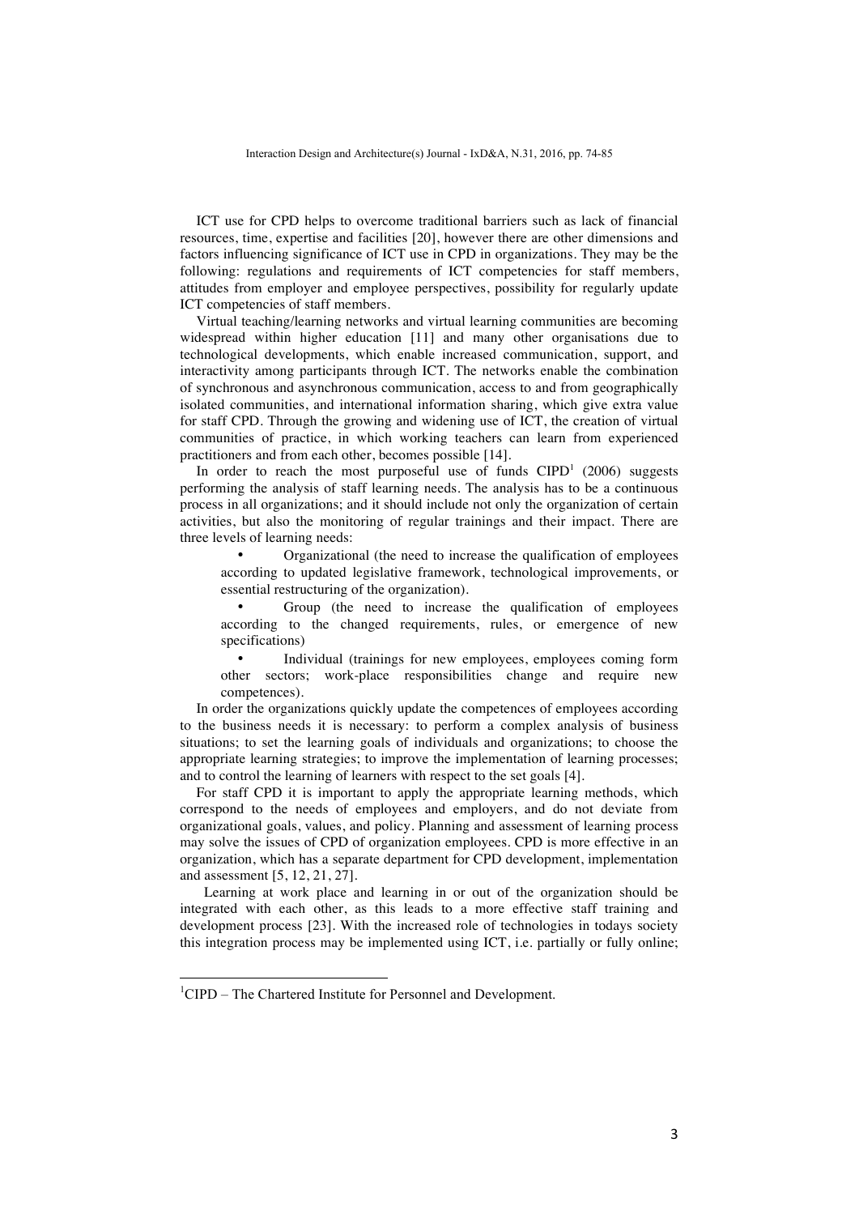ICT use for CPD helps to overcome traditional barriers such as lack of financial resources, time, expertise and facilities [20], however there are other dimensions and factors influencing significance of ICT use in CPD in organizations. They may be the following: regulations and requirements of ICT competencies for staff members, attitudes from employer and employee perspectives, possibility for regularly update ICT competencies of staff members.

Virtual teaching/learning networks and virtual learning communities are becoming widespread within higher education [11] and many other organisations due to technological developments, which enable increased communication, support, and interactivity among participants through ICT. The networks enable the combination of synchronous and asynchronous communication, access to and from geographically isolated communities, and international information sharing, which give extra value for staff CPD. Through the growing and widening use of ICT, the creation of virtual communities of practice, in which working teachers can learn from experienced practitioners and from each other, becomes possible [14].

In order to reach the most purposeful use of funds CIPD[1] (2006) suggests performing the analysis of staff learning needs. The analysis has to be a continuous process in all organizations; and it should include not only the organization of certain activities, but also the monitoring of regular trainings and their impact. There are three levels of learning needs:

- Organizational (the need to increase the qualification of employees according to updated legislative framework, technological improvements, or essential restructuring of the organization).
- Group (the need to increase the qualification of employees according to the changed requirements, rules, or emergence of new specifications)
- Individual (trainings for new employees, employees coming form other sectors; work-place responsibilities change and require new competences).

In order the organizations quickly update the competences of employees according to the business needs it is necessary: to perform a complex analysis of business situations; to set the learning goals of individuals and organizations; to choose the appropriate learning strategies; to improve the implementation of learning processes; and to control the learning of learners with respect to the set goals [4].

For staff CPD it is important to apply the appropriate learning methods, which correspond to the needs of employees and employers, and do not deviate from organizational goals, values, and policy. Planning and assessment of learning process may solve the issues of CPD of organization employees. CPD is more effective in an organization, which has a separate department for CPD development, implementation and assessment [5, 12, 21, 27].

Learning at work place and learning in or out of the organization should be integrated with each other, as this leads to a more effective staff training and development process [23]. With the increased role of technologies in todays society this integration process may be implemented using ICT, i.e. partially or fully online;

[1] CIPD – The Chartered Institute for Personnel and Development.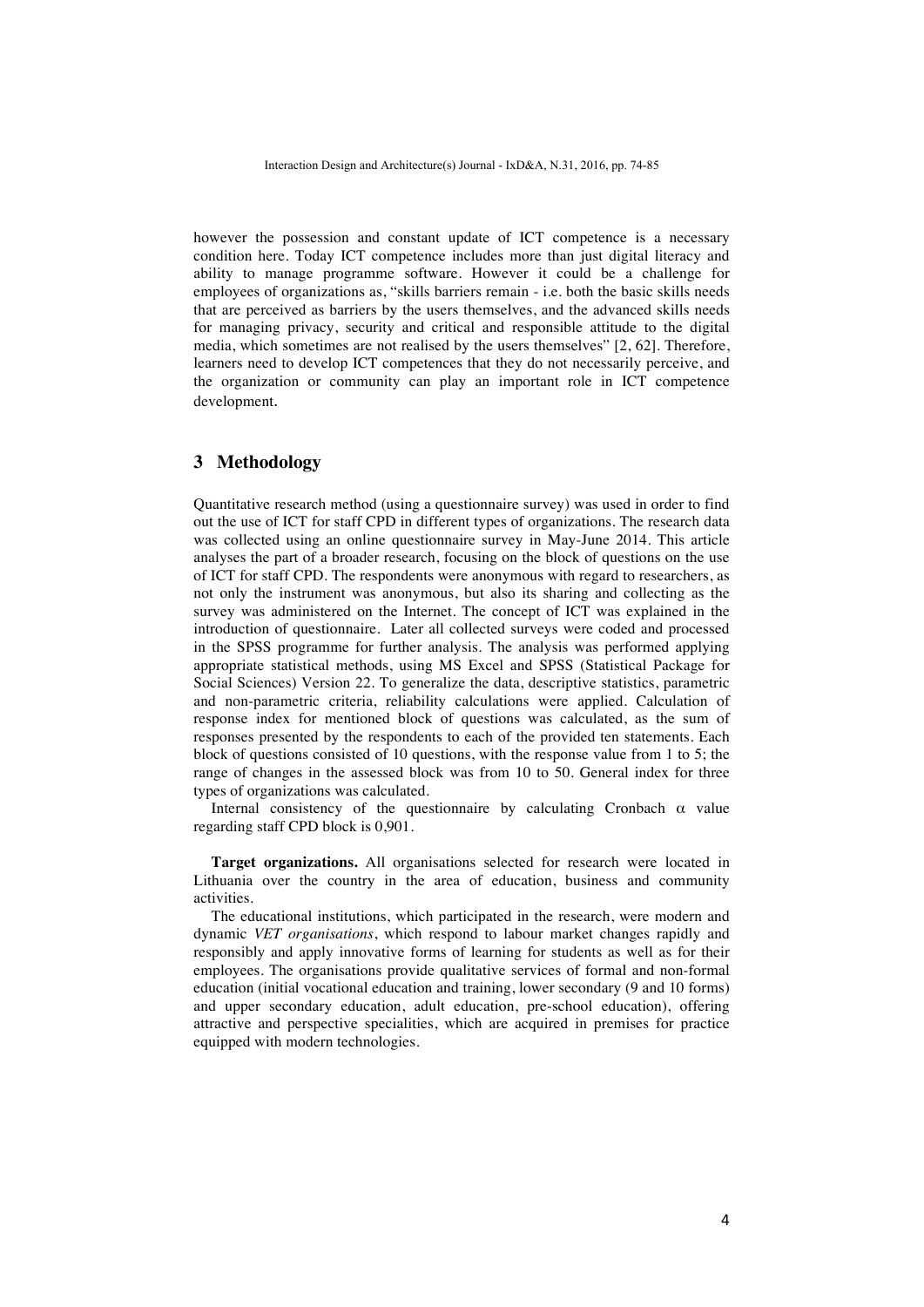however the possession and constant update of ICT competence is a necessary condition here. Today ICT competence includes more than just digital literacy and ability to manage programme software. However it could be a challenge for employees of organizations as, "skills barriers remain - i.e. both the basic skills needs that are perceived as barriers by the users themselves, and the advanced skills needs for managing privacy, security and critical and responsible attitude to the digital media, which sometimes are not realised by the users themselves" [2, 62]. Therefore, learners need to develop ICT competences that they do not necessarily perceive, and the organization or community can play an important role in ICT competence development.

## 3 Methodology

Quantitative research method (using a questionnaire survey) was used in order to find out the use of ICT for staff CPD in different types of organizations. The research data was collected using an online questionnaire survey in May-June 2014. This article analyses the part of a broader research, focusing on the block of questions on the use of ICT for staff CPD. The respondents were anonymous with regard to researchers, as not only the instrument was anonymous, but also its sharing and collecting as the survey was administered on the Internet. The concept of ICT was explained in the introduction of questionnaire. Later all collected surveys were coded and processed in the SPSS programme for further analysis. The analysis was performed applying appropriate statistical methods, using MS Excel and SPSS (Statistical Package for Social Sciences) Version 22. To generalize the data, descriptive statistics, parametric and non-parametric criteria, reliability calculations were applied. Calculation of response index for mentioned block of questions was calculated, as the sum of responses presented by the respondents to each of the provided ten statements. Each block of questions consisted of 10 questions, with the response value from 1 to 5; the range of changes in the assessed block was from 10 to 50. General index for three types of organizations was calculated.

Internal consistency of the questionnaire by calculating Cronbach $\alpha$ value regarding staff CPD block is 0,901.

**Target organizations.** All organisations selected for research were located in Lithuania over the country in the area of education, business and community activities.

The educational institutions, which participated in the research, were modern and dynamic *VET organisations*, which respond to labour market changes rapidly and responsibly and apply innovative forms of learning for students as well as for their employees. The organisations provide qualitative services of formal and non-formal education (initial vocational education and training, lower secondary (9 and 10 forms) and upper secondary education, adult education, pre-school education), offering attractive and perspective specialities, which are acquired in premises for practice equipped with modern technologies.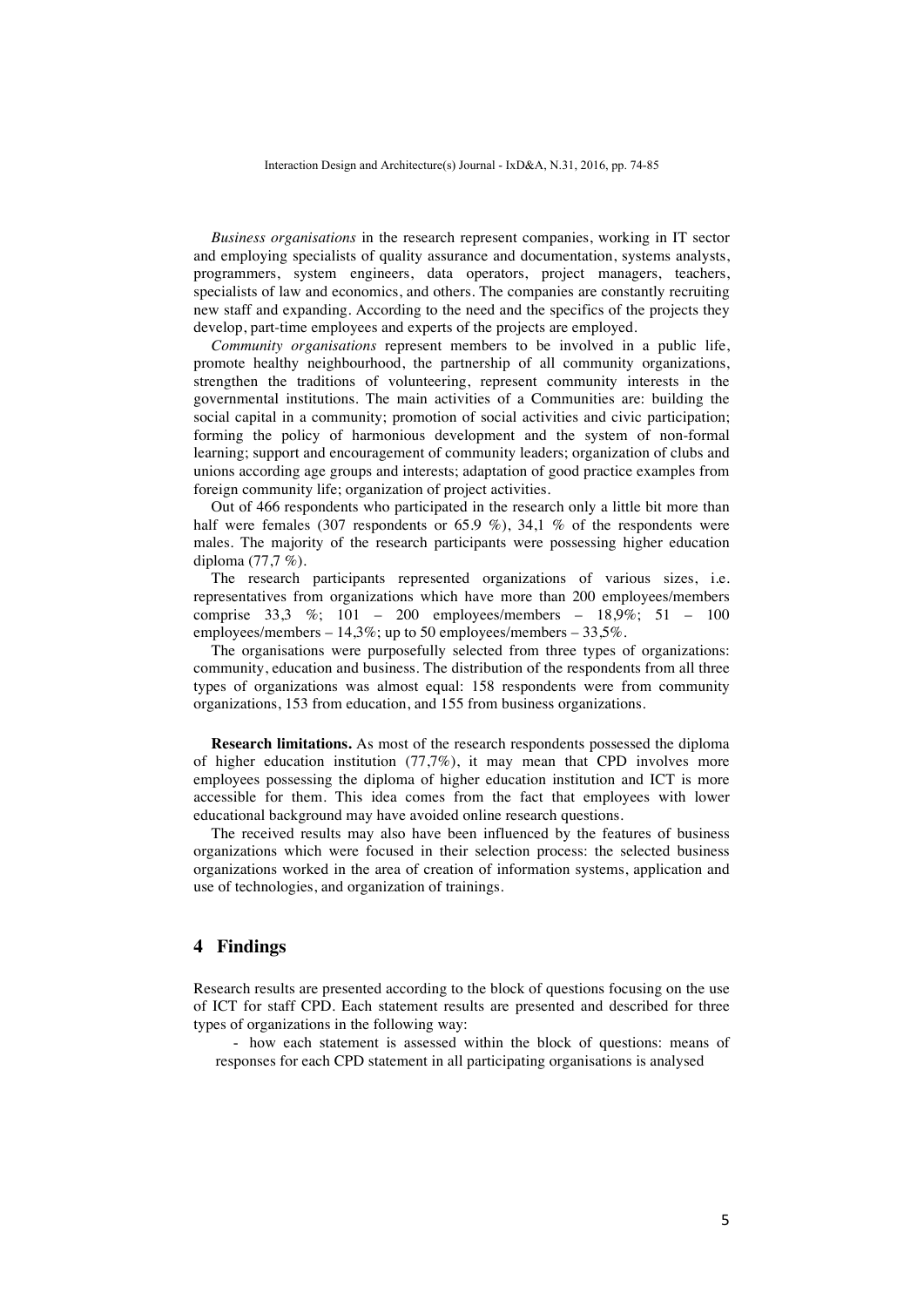*Business organisations* in the research represent companies, working in IT sector and employing specialists of quality assurance and documentation, systems analysts, programmers, system engineers, data operators, project managers, teachers, specialists of law and economics, and others. The companies are constantly recruiting new staff and expanding. According to the need and the specifics of the projects they develop, part-time employees and experts of the projects are employed.

*Community organisations* represent members to be involved in a public life, promote healthy neighbourhood, the partnership of all community organizations, strengthen the traditions of volunteering, represent community interests in the governmental institutions. The main activities of a Communities are: building the social capital in a community; promotion of social activities and civic participation; forming the policy of harmonious development and the system of non-formal learning; support and encouragement of community leaders; organization of clubs and unions according age groups and interests; adaptation of good practice examples from foreign community life; organization of project activities.

Out of 466 respondents who participated in the research only a little bit more than half were females (307 respondents or 65.9 %), 34,1 % of the respondents were males. The majority of the research participants were possessing higher education diploma (77,7 %).

The research participants represented organizations of various sizes, i.e. representatives from organizations which have more than 200 employees/members comprise 33,3 %; 101 – 200 employees/members – 18,9%; 51 – 100 employees/members – 14,3%; up to 50 employees/members – 33,5%.

The organisations were purposefully selected from three types of organizations: community, education and business. The distribution of the respondents from all three types of organizations was almost equal: 158 respondents were from community organizations, 153 from education, and 155 from business organizations.

**Research limitations.** As most of the research respondents possessed the diploma of higher education institution (77,7%), it may mean that CPD involves more employees possessing the diploma of higher education institution and ICT is more accessible for them. This idea comes from the fact that employees with lower educational background may have avoided online research questions.

The received results may also have been influenced by the features of business organizations which were focused in their selection process: the selected business organizations worked in the area of creation of information systems, application and use of technologies, and organization of trainings.

## 4 Findings

Research results are presented according to the block of questions focusing on the use of ICT for staff CPD. Each statement results are presented and described for three types of organizations in the following way:

- how each statement is assessed within the block of questions: means of responses for each CPD statement in all participating organisations is analysed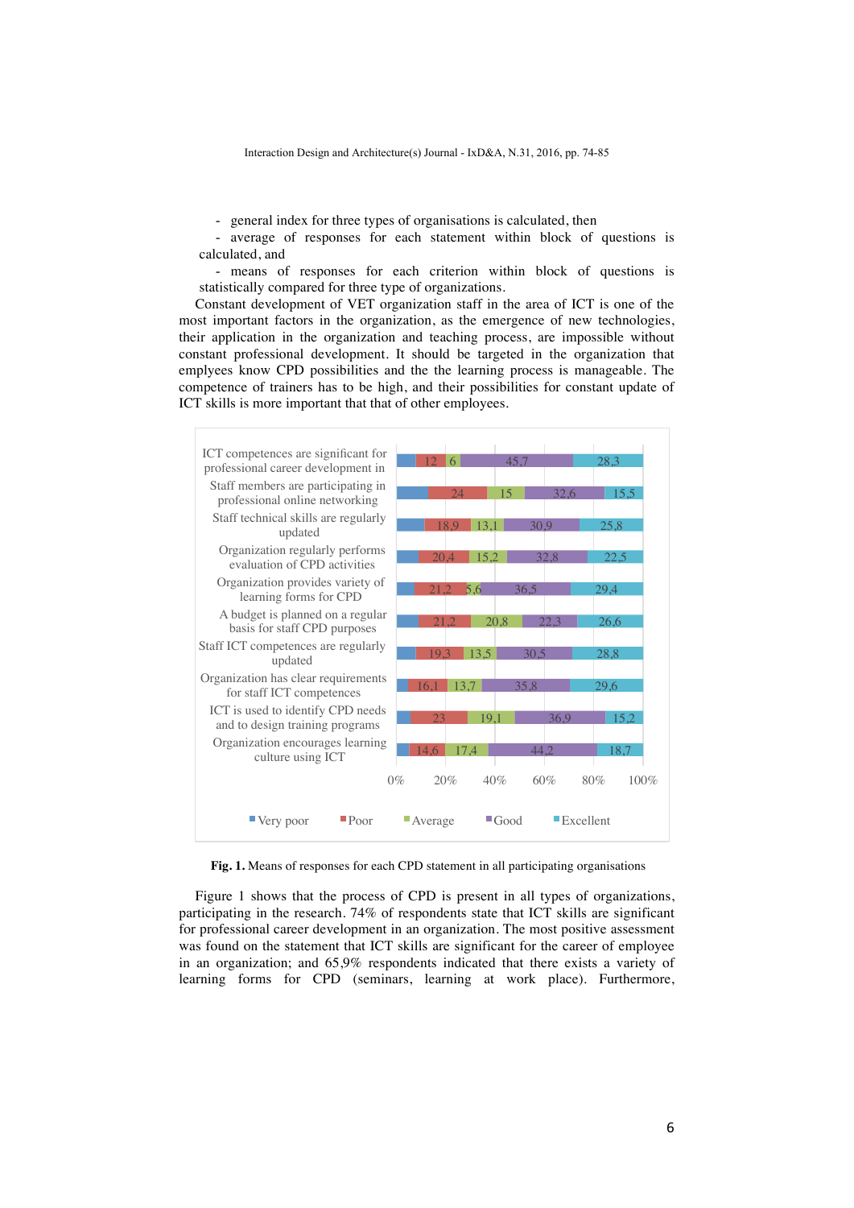- general index for three types of organisations is calculated, then
- average of responses for each statement within block of questions is calculated, and
- means of responses for each criterion within block of questions is statistically compared for three type of organizations.

Constant development of VET organization staff in the area of ICT is one of the most important factors in the organization, as the emergence of new technologies, their application in the organization and teaching process, are impossible without constant professional development. It should be targeted in the organization that emplyees know CPD possibilities and the the learning process is manageable. The competence of trainers has to be high, and their possibilities for constant update of ICT skills is more important that that of other employees.

| Statement | Very poor | Poor | Average | Good | Excellent |
|---|---|---|---|---|---|
| ICT competences are significant for professional career development in | | 12 | 6 | 45,7 | 28,3 |
| Staff members are participating in professional online networking | | 24 | 15 | 32,6 | 15,5 |
| Staff technical skills are regularly updated | | 18,9 | 13,1 | 30,9 | 25,8 |
| Organization regularly performs evaluation of CPD activities | | 20,4 | 15,2 | 32,8 | 22,5 |
| Organization provides variety of learning forms for CPD | | 21,2 | 5,6 | 36,5 | 29,4 |
| A budget is planned on a regular basis for staff CPD purposes | | 21,2 | 20,8 | 22,3 | 26,6 |
| Staff ICT competences are regularly updated | | 19,3 | 13,5 | 30,5 | 28,8 |
| Organization has clear requirements for staff ICT competences | | 16,1 | 13,7 | 35,8 | 29,6 |
| ICT is used to identify CPD needs and to design training programs | | 23 | 19,1 | 36,9 | 15,2 |
| Organization encourages learning culture using ICT | | 14,6 | 17,4 | 44,2 | 18,7 |

**Fig. 1.** Means of responses for each CPD statement in all participating organisations

Figure 1 shows that the process of CPD is present in all types of organizations, participating in the research. 74% of respondents state that ICT skills are significant for professional career development in an organization. The most positive assessment was found on the statement that ICT skills are significant for the career of employee in an organization; and 65,9% respondents indicated that there exists a variety of learning forms for CPD (seminars, learning at work place). Furthermore,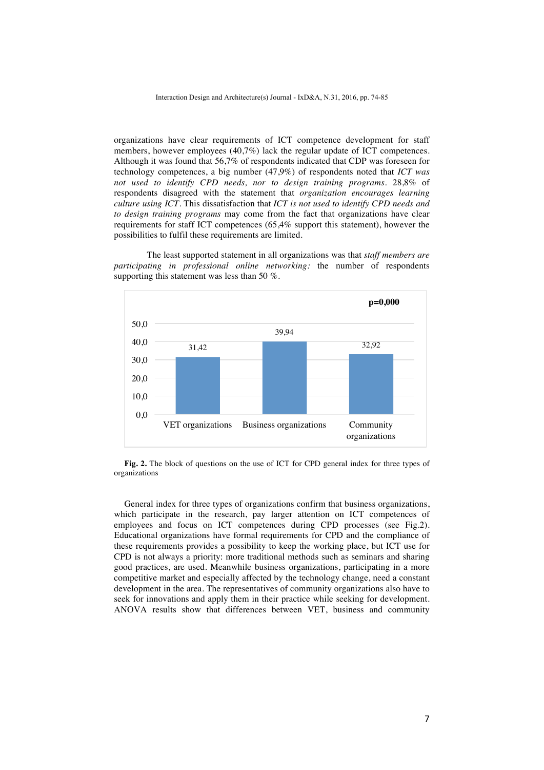organizations have clear requirements of ICT competence development for staff members, however employees (40,7%) lack the regular update of ICT competences. Although it was found that 56,7% of respondents indicated that CDP was foreseen for technology competences, a big number (47,9%) of respondents noted that *ICT was not used to identify CPD needs, nor to design training programs*. 28,8% of respondents disagreed with the statement that *organization encourages learning culture using ICT*. This dissatisfaction that *ICT is not used to identify CPD needs and to design training programs* may come from the fact that organizations have clear requirements for staff ICT competences (65,4% support this statement), however the possibilities to fulfil these requirements are limited.

The least supported statement in all organizations was that *staff members are participating in professional online networking:* the number of respondents supporting this statement was less than 50 %.

**p=0,000**

| | VET organizations | Business organizations | Community organizations |
|---|---|---|---|
| General index | 31,42 | 39,94 | 32,92 |

**Fig. 2.** The block of questions on the use of ICT for CPD general index for three types of organizations

General index for three types of organizations confirm that business organizations, which participate in the research, pay larger attention on ICT competences of employees and focus on ICT competences during CPD processes (see Fig.2). Educational organizations have formal requirements for CPD and the compliance of these requirements provides a possibility to keep the working place, but ICT use for CPD is not always a priority: more traditional methods such as seminars and sharing good practices, are used. Meanwhile business organizations, participating in a more competitive market and especially affected by the technology change, need a constant development in the area. The representatives of community organizations also have to seek for innovations and apply them in their practice while seeking for development. ANOVA results show that differences between VET, business and community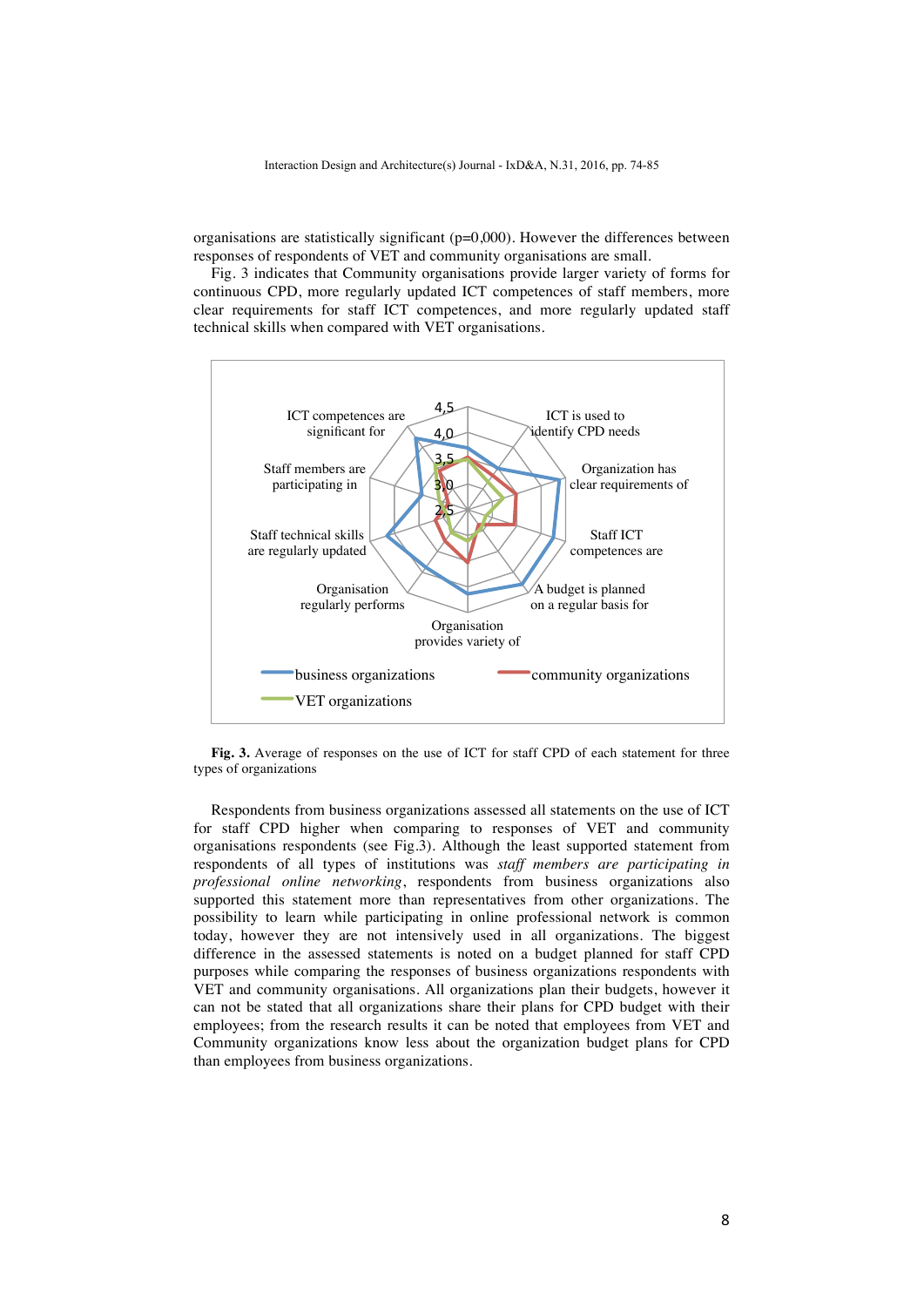organisations are statistically significant (p=0,000). However the differences between responses of respondents of VET and community organisations are small.

Fig. 3 indicates that Community organisations provide larger variety of forms for continuous CPD, more regularly updated ICT competences of staff members, more clear requirements for staff ICT competences, and more regularly updated staff technical skills when compared with VET organisations.

**Fig. 3.** Average of responses on the use of ICT for staff CPD of each statement for three types of organizations

Respondents from business organizations assessed all statements on the use of ICT for staff CPD higher when comparing to responses of VET and community organisations respondents (see Fig.3). Although the least supported statement from respondents of all types of institutions was *staff members are participating in professional online networking*, respondents from business organizations also supported this statement more than representatives from other organizations. The possibility to learn while participating in online professional network is common today, however they are not intensively used in all organizations. The biggest difference in the assessed statements is noted on a budget planned for staff CPD purposes while comparing the responses of business organizations respondents with VET and community organisations. All organizations plan their budgets, however it can not be stated that all organizations share their plans for CPD budget with their employees; from the research results it can be noted that employees from VET and Community organizations know less about the organization budget plans for CPD than employees from business organizations.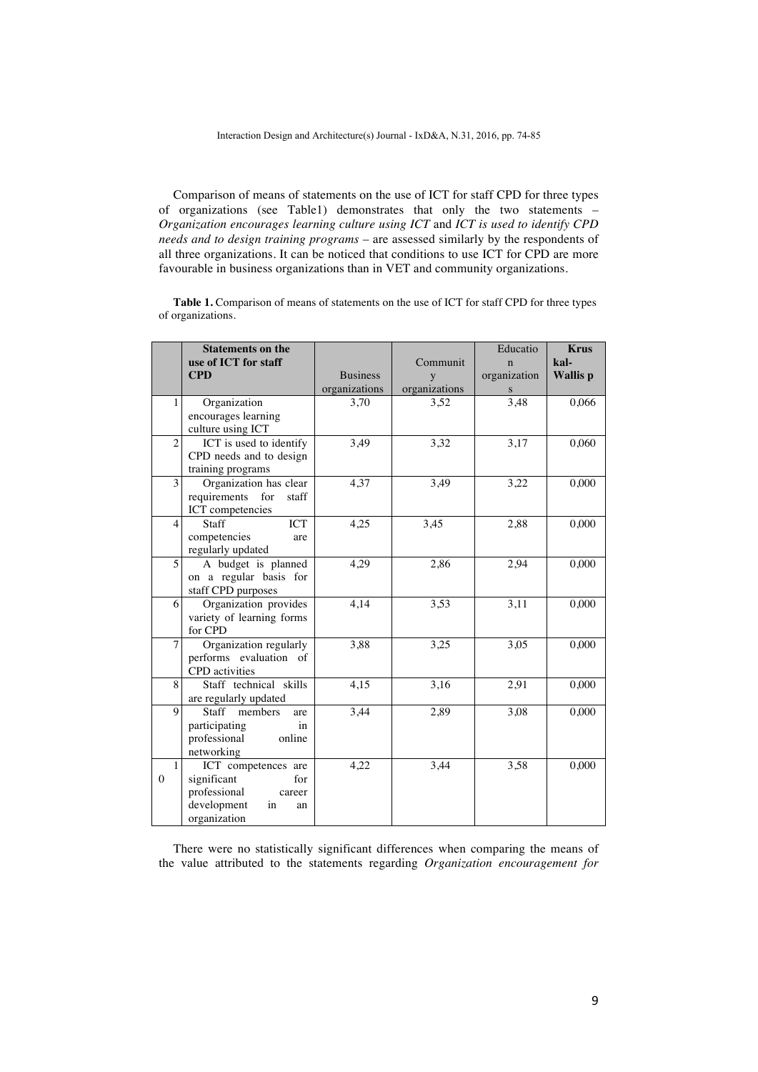Comparison of means of statements on the use of ICT for staff CPD for three types of organizations (see Table1) demonstrates that only the two statements – *Organization encourages learning culture using ICT* and *ICT is used to identify CPD needs and to design training programs* – are assessed similarly by the respondents of all three organizations. It can be noticed that conditions to use ICT for CPD are more favourable in business organizations than in VET and community organizations.

**Table 1.** Comparison of means of statements on the use of ICT for staff CPD for three types of organizations.

| | **Statements on the use of ICT for staff CPD** | Business organizations | Community organizations | Education organizations | **Kruskal-Wallis p** |
|---|---|---|---|---|---|
| 1 | Organization encourages learning culture using ICT | 3,70 | 3,52 | 3,48 | 0,066 |
| 2 | ICT is used to identify CPD needs and to design training programs | 3,49 | 3,32 | 3,17 | 0,060 |
| 3 | Organization has clear requirements for staff ICT competencies | 4,37 | 3,49 | 3,22 | 0,000 |
| 4 | Staff ICT competencies are regularly updated | 4,25 | 3,45 | 2,88 | 0,000 |
| 5 | A budget is planned on a regular basis for staff CPD purposes | 4,29 | 2,86 | 2,94 | 0,000 |
| 6 | Organization provides variety of learning forms for CPD | 4,14 | 3,53 | 3,11 | 0,000 |
| 7 | Organization regularly performs evaluation of CPD activities | 3,88 | 3,25 | 3,05 | 0,000 |
| 8 | Staff technical skills are regularly updated | 4,15 | 3,16 | 2,91 | 0,000 |
| 9 | Staff members are participating in professional online networking | 3,44 | 2,89 | 3,08 | 0,000 |
| 10 | ICT competences are significant for professional career development in an organization | 4,22 | 3,44 | 3,58 | 0,000 |

There were no statistically significant differences when comparing the means of the value attributed to the statements regarding *Organization encouragement for*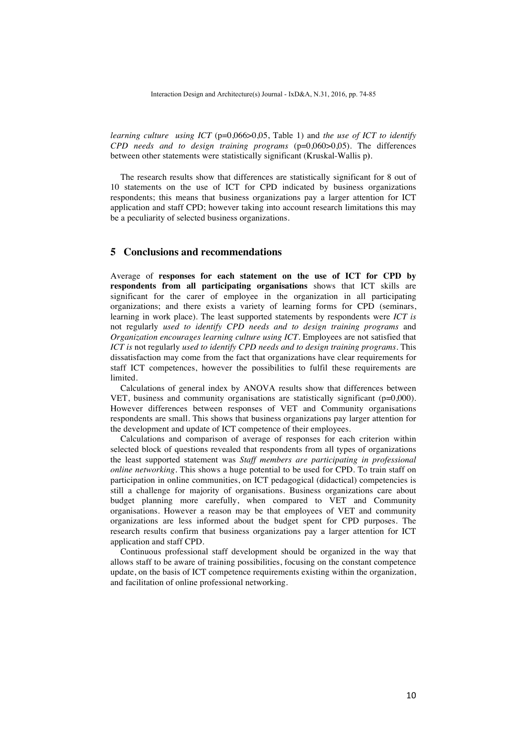*learning culture using ICT* ($p=0{,}066>0{,}05$, Table 1) and *the use of ICT to identify CPD needs and to design training programs* ($p=0{,}060>0{,}05$). The differences between other statements were statistically significant (Kruskal-Wallis p).

The research results show that differences are statistically significant for 8 out of 10 statements on the use of ICT for CPD indicated by business organizations respondents; this means that business organizations pay a larger attention for ICT application and staff CPD; however taking into account research limitations this may be a peculiarity of selected business organizations.

## 5 Conclusions and recommendations

Average of **responses for each statement on the use of ICT for CPD by respondents from all participating organisations** shows that ICT skills are significant for the carer of employee in the organization in all participating organizations; and there exists a variety of learning forms for CPD (seminars, learning in work place). The least supported statements by respondents were *ICT is* not regularly *used to identify CPD needs and to design training programs* and *Organization encourages learning culture using ICT*. Employees are not satisfied that *ICT is* not regularly *used to identify CPD needs and to design training programs*. This dissatisfaction may come from the fact that organizations have clear requirements for staff ICT competences, however the possibilities to fulfil these requirements are limited.

Calculations of general index by ANOVA results show that differences between VET, business and community organisations are statistically significant ($p=0{,}000$). However differences between responses of VET and Community organisations respondents are small. This shows that business organizations pay larger attention for the development and update of ICT competence of their employees.

Calculations and comparison of average of responses for each criterion within selected block of questions revealed that respondents from all types of organizations the least supported statement was *Staff members are participating in professional online networking*. This shows a huge potential to be used for CPD. To train staff on participation in online communities, on ICT pedagogical (didactical) competencies is still a challenge for majority of organisations. Business organizations care about budget planning more carefully, when compared to VET and Community organisations. However a reason may be that employees of VET and community organizations are less informed about the budget spent for CPD purposes. The research results confirm that business organizations pay a larger attention for ICT application and staff CPD.

Continuous professional staff development should be organized in the way that allows staff to be aware of training possibilities, focusing on the constant competence update, on the basis of ICT competence requirements existing within the organization, and facilitation of online professional networking.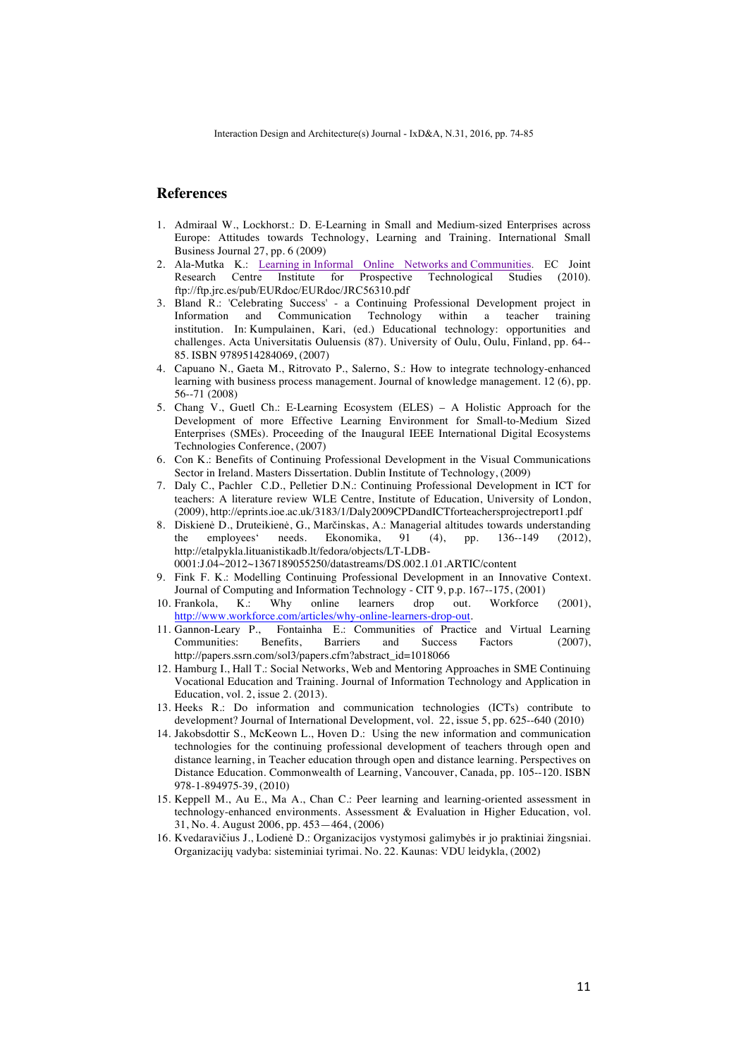## References

1. Admiraal W., Lockhorst.: D. E-Learning in Small and Medium-sized Enterprises across Europe: Attitudes towards Technology, Learning and Training. International Small Business Journal 27, pp. 6 (2009)
2. Ala-Mutka K.: Learning in Informal Online Networks and Communities. EC Joint Research Centre Institute for Prospective Technological Studies (2010). ftp://ftp.jrc.es/pub/EURdoc/EURdoc/JRC56310.pdf
3. Bland R.: 'Celebrating Success' - a Continuing Professional Development project in Information and Communication Technology within a teacher training institution. In: Kumpulainen, Kari, (ed.) Educational technology: opportunities and challenges. Acta Universitatis Ouluensis (87). University of Oulu, Oulu, Finland, pp. 64--85. ISBN 9789514284069, (2007)
4. Capuano N., Gaeta M., Ritrovato P., Salerno, S.: How to integrate technology-enhanced learning with business process management. Journal of knowledge management. 12 (6), pp. 56--71 (2008)
5. Chang V., Guetl Ch.: E-Learning Ecosystem (ELES) – A Holistic Approach for the Development of more Effective Learning Environment for Small-to-Medium Sized Enterprises (SMEs). Proceeding of the Inaugural IEEE International Digital Ecosystems Technologies Conference, (2007)
6. Con K.: Benefits of Continuing Professional Development in the Visual Communications Sector in Ireland. Masters Dissertation. Dublin Institute of Technology, (2009)
7. Daly C., Pachler C.D., Pelletier D.N.: Continuing Professional Development in ICT for teachers: A literature review WLE Centre, Institute of Education, University of London, (2009), http://eprints.ioe.ac.uk/3183/1/Daly2009CPDandICTforteachersprojectreport1.pdf
8. Diskienė D., Druteikienė, G., Marčinskas, A.: Managerial altitudes towards understanding the employees' needs. Ekonomika, 91 (4), pp. 136--149 (2012), http://etalpykla.lituanistikadb.lt/fedora/objects/LT-LDB-0001:J.04~2012~1367189055250/datastreams/DS.002.1.01.ARTIC/content
9. Fink F. K.: Modelling Continuing Professional Development in an Innovative Context. Journal of Computing and Information Technology - CIT 9, p.p. 167--175, (2001)
10. Frankola, K.: Why online learners drop out. Workforce (2001), http://www.workforce.com/articles/why-online-learners-drop-out.
11. Gannon-Leary P., Fontainha E.: Communities of Practice and Virtual Learning Communities: Benefits, Barriers and Success Factors (2007), http://papers.ssrn.com/sol3/papers.cfm?abstract_id=1018066
12. Hamburg I., Hall T.: Social Networks, Web and Mentoring Approaches in SME Continuing Vocational Education and Training. Journal of Information Technology and Application in Education, vol. 2, issue 2. (2013).
13. Heeks R.: Do information and communication technologies (ICTs) contribute to development? Journal of International Development, vol. 22, issue 5, pp. 625--640 (2010)
14. Jakobsdottir S., McKeown L., Hoven D.: Using the new information and communication technologies for the continuing professional development of teachers through open and distance learning, in Teacher education through open and distance learning. Perspectives on Distance Education. Commonwealth of Learning, Vancouver, Canada, pp. 105--120. ISBN 978-1-894975-39, (2010)
15. Keppell M., Au E., Ma A., Chan C.: Peer learning and learning-oriented assessment in technology-enhanced environments. Assessment & Evaluation in Higher Education, vol. 31, No. 4. August 2006, pp. 453—464, (2006)
16. Kvedaravičius J., Lodienė D.: Organizacijos vystymosi galimybės ir jo praktiniai žingsniai. Organizacijų vadyba: sisteminiai tyrimai. No. 22. Kaunas: VDU leidykla, (2002)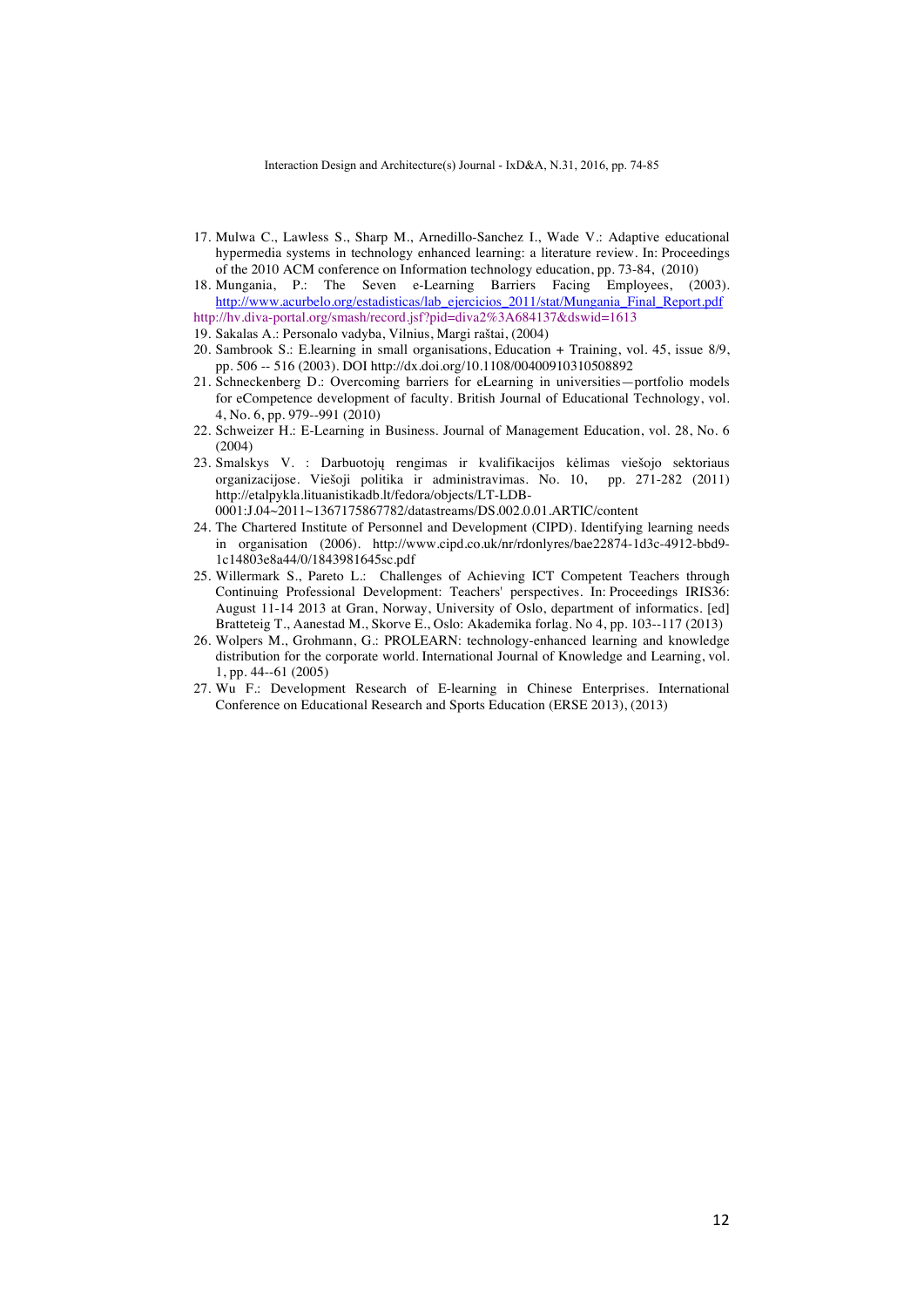17. Mulwa C., Lawless S., Sharp M., Arnedillo-Sanchez I., Wade V.: Adaptive educational hypermedia systems in technology enhanced learning: a literature review. In: Proceedings of the 2010 ACM conference on Information technology education, pp. 73-84, (2010)
18. Mungania, P.: The Seven e-Learning Barriers Facing Employees, (2003). http://www.acurbelo.org/estadisticas/lab_ejercicios_2011/stat/Mungania_Final_Report.pdf http://hv.diva-portal.org/smash/record.jsf?pid=diva2%3A684137&dswid=1613
19. Sakalas A.: Personalo vadyba, Vilnius, Margi raštai, (2004)
20. Sambrook S.: E.learning in small organisations, Education + Training, vol. 45, issue 8/9, pp. 506 -- 516 (2003). DOI http://dx.doi.org/10.1108/00400910310508892
21. Schneckenberg D.: Overcoming barriers for eLearning in universities—portfolio models for eCompetence development of faculty. British Journal of Educational Technology, vol. 4, No. 6, pp. 979--991 (2010)
22. Schweizer H.: E-Learning in Business. Journal of Management Education, vol. 28, No. 6 (2004)
23. Smalskys V. : Darbuotojų rengimas ir kvalifikacijos kėlimas viešojo sektoriaus organizacijose. Viešoji politika ir administravimas. No. 10, pp. 271-282 (2011) http://etalpykla.lituanistikadb.lt/fedora/objects/LT-LDB-0001:J.04~2011~1367175867782/datastreams/DS.002.0.01.ARTIC/content
24. The Chartered Institute of Personnel and Development (CIPD). Identifying learning needs in organisation (2006). http://www.cipd.co.uk/nr/rdonlyres/bae22874-1d3c-4912-bbd9-1c14803e8a44/0/1843981645sc.pdf
25. Willermark S., Pareto L.: Challenges of Achieving ICT Competent Teachers through Continuing Professional Development: Teachers' perspectives. In: Proceedings IRIS36: August 11-14 2013 at Gran, Norway, University of Oslo, department of informatics. [ed] Bratteteig T., Aanestad M., Skorve E., Oslo: Akademika forlag. No 4, pp. 103--117 (2013)
26. Wolpers M., Grohmann, G.: PROLEARN: technology-enhanced learning and knowledge distribution for the corporate world. International Journal of Knowledge and Learning, vol. 1, pp. 44--61 (2005)
27. Wu F.: Development Research of E-learning in Chinese Enterprises. International Conference on Educational Research and Sports Education (ERSE 2013), (2013)